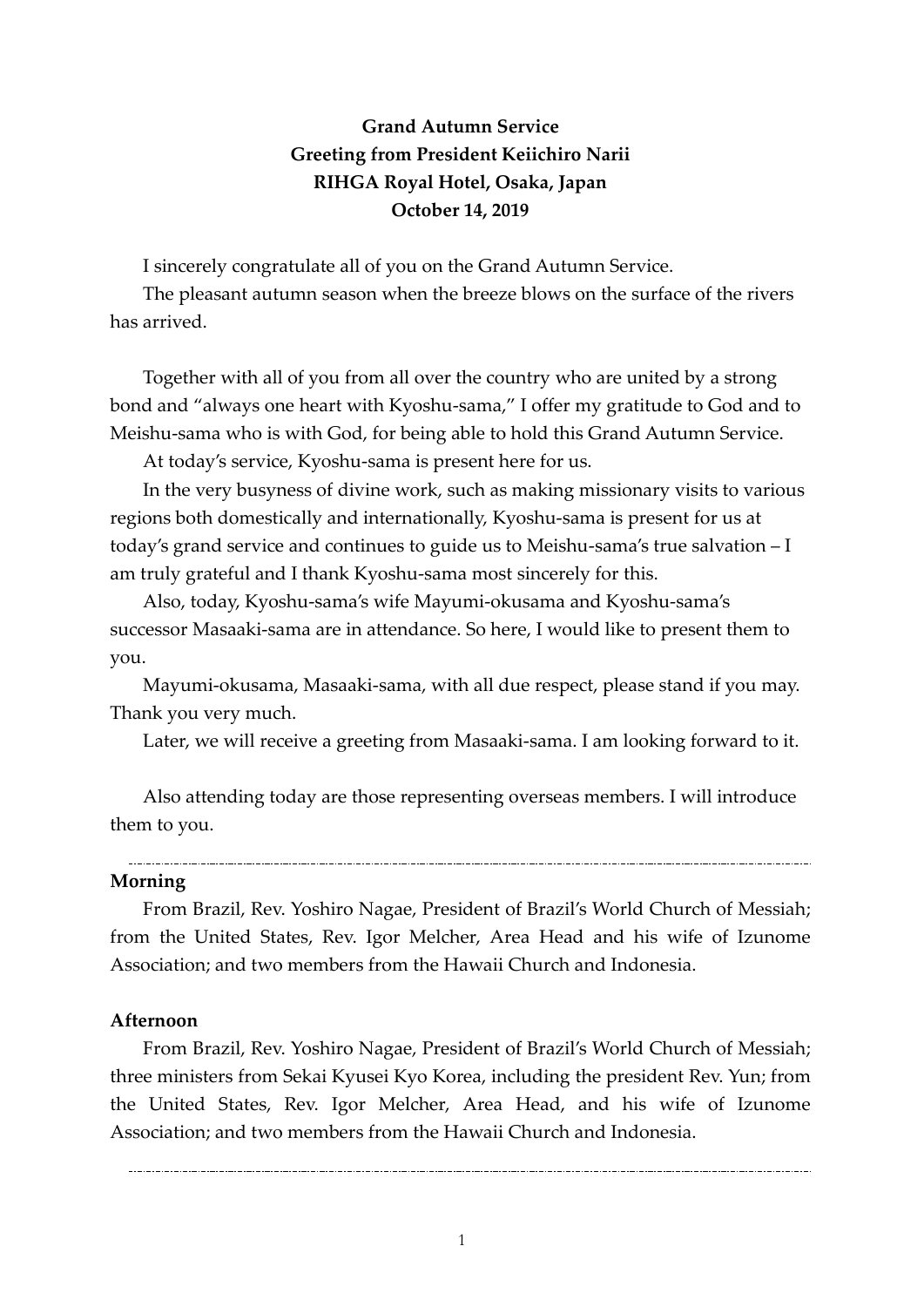**Grand Autumn Service**
**Greeting from President Keiichiro Narii**
**RIHGA Royal Hotel, Osaka, Japan**
**October 14, 2019**

I sincerely congratulate all of you on the Grand Autumn Service.

The pleasant autumn season when the breeze blows on the surface of the rivers has arrived.

Together with all of you from all over the country who are united by a strong bond and "always one heart with Kyoshu-sama," I offer my gratitude to God and to Meishu-sama who is with God, for being able to hold this Grand Autumn Service.

At today's service, Kyoshu-sama is present here for us.

In the very busyness of divine work, such as making missionary visits to various regions both domestically and internationally, Kyoshu-sama is present for us at today's grand service and continues to guide us to Meishu-sama's true salvation – I am truly grateful and I thank Kyoshu-sama most sincerely for this.

Also, today, Kyoshu-sama's wife Mayumi-okusama and Kyoshu-sama's successor Masaaki-sama are in attendance. So here, I would like to present them to you.

Mayumi-okusama, Masaaki-sama, with all due respect, please stand if you may. Thank you very much.

Later, we will receive a greeting from Masaaki-sama. I am looking forward to it.

Also attending today are those representing overseas members. I will introduce them to you.

---

**Morning**

From Brazil, Rev. Yoshiro Nagae, President of Brazil's World Church of Messiah; from the United States, Rev. Igor Melcher, Area Head and his wife of Izunome Association; and two members from the Hawaii Church and Indonesia.

**Afternoon**

From Brazil, Rev. Yoshiro Nagae, President of Brazil's World Church of Messiah; three ministers from Sekai Kyusei Kyo Korea, including the president Rev. Yun; from the United States, Rev. Igor Melcher, Area Head, and his wife of Izunome Association; and two members from the Hawaii Church and Indonesia.

---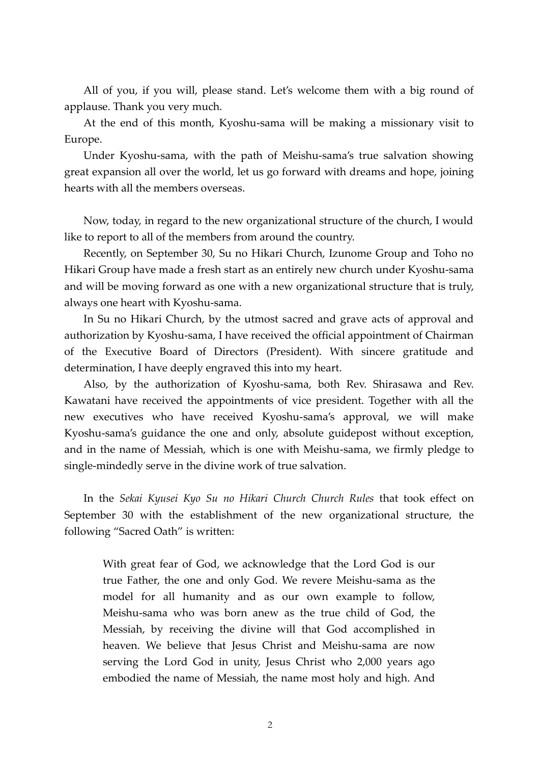All of you, if you will, please stand. Let's welcome them with a big round of applause. Thank you very much.

At the end of this month, Kyoshu-sama will be making a missionary visit to Europe.

Under Kyoshu-sama, with the path of Meishu-sama's true salvation showing great expansion all over the world, let us go forward with dreams and hope, joining hearts with all the members overseas.

Now, today, in regard to the new organizational structure of the church, I would like to report to all of the members from around the country.

Recently, on September 30, Su no Hikari Church, Izunome Group and Toho no Hikari Group have made a fresh start as an entirely new church under Kyoshu-sama and will be moving forward as one with a new organizational structure that is truly, always one heart with Kyoshu-sama.

In Su no Hikari Church, by the utmost sacred and grave acts of approval and authorization by Kyoshu-sama, I have received the official appointment of Chairman of the Executive Board of Directors (President). With sincere gratitude and determination, I have deeply engraved this into my heart.

Also, by the authorization of Kyoshu-sama, both Rev. Shirasawa and Rev. Kawatani have received the appointments of vice president. Together with all the new executives who have received Kyoshu-sama's approval, we will make Kyoshu-sama's guidance the one and only, absolute guidepost without exception, and in the name of Messiah, which is one with Meishu-sama, we firmly pledge to single-mindedly serve in the divine work of true salvation.

In the *Sekai Kyusei Kyo Su no Hikari Church Church Rules* that took effect on September 30 with the establishment of the new organizational structure, the following "Sacred Oath" is written:

> With great fear of God, we acknowledge that the Lord God is our true Father, the one and only God. We revere Meishu-sama as the model for all humanity and as our own example to follow, Meishu-sama who was born anew as the true child of God, the Messiah, by receiving the divine will that God accomplished in heaven. We believe that Jesus Christ and Meishu-sama are now serving the Lord God in unity, Jesus Christ who 2,000 years ago embodied the name of Messiah, the name most holy and high. And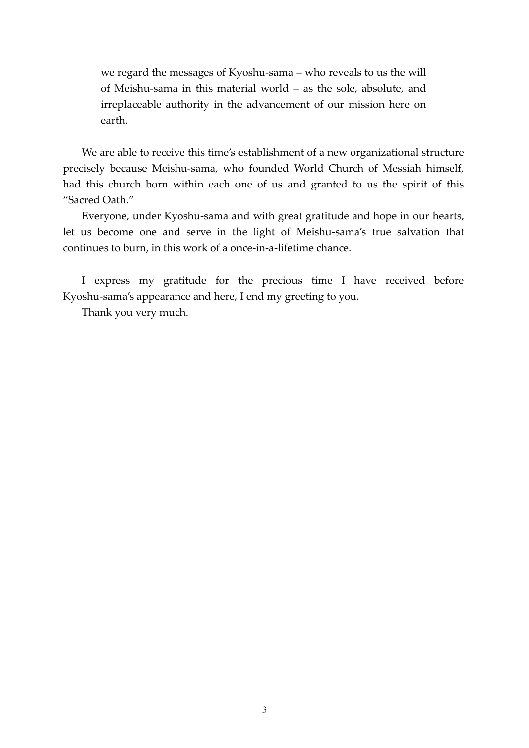> we regard the messages of Kyoshu-sama – who reveals to us the will of Meishu-sama in this material world – as the sole, absolute, and irreplaceable authority in the advancement of our mission here on earth.

We are able to receive this time's establishment of a new organizational structure precisely because Meishu-sama, who founded World Church of Messiah himself, had this church born within each one of us and granted to us the spirit of this "Sacred Oath."

Everyone, under Kyoshu-sama and with great gratitude and hope in our hearts, let us become one and serve in the light of Meishu-sama's true salvation that continues to burn, in this work of a once-in-a-lifetime chance.

I express my gratitude for the precious time I have received before Kyoshu-sama's appearance and here, I end my greeting to you.

Thank you very much.